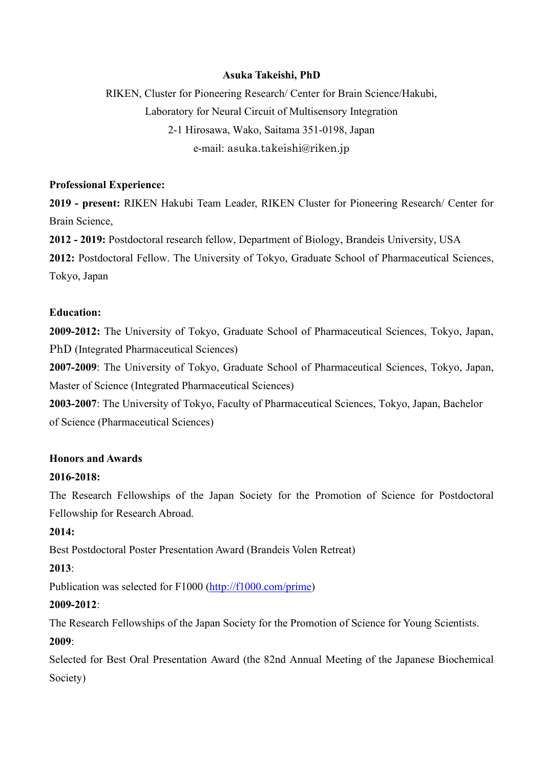**Asuka Takeishi, PhD**

RIKEN, Cluster for Pioneering Research/ Center for Brain Science/Hakubi,
Laboratory for Neural Circuit of Multisensory Integration
2-1 Hirosawa, Wako, Saitama 351-0198, Japan
e-mail: asuka.takeishi@riken.jp

**Professional Experience:**

**2019 - present:** RIKEN Hakubi Team Leader, RIKEN Cluster for Pioneering Research/ Center for Brain Science,

**2012 - 2019:** Postdoctoral research fellow, Department of Biology, Brandeis University, USA

**2012:** Postdoctoral Fellow. The University of Tokyo, Graduate School of Pharmaceutical Sciences, Tokyo, Japan

**Education:**

**2009-2012:** The University of Tokyo, Graduate School of Pharmaceutical Sciences, Tokyo, Japan, PhD (Integrated Pharmaceutical Sciences)

**2007-2009**: The University of Tokyo, Graduate School of Pharmaceutical Sciences, Tokyo, Japan, Master of Science (Integrated Pharmaceutical Sciences)

**2003-2007**: The University of Tokyo, Faculty of Pharmaceutical Sciences, Tokyo, Japan, Bachelor of Science (Pharmaceutical Sciences)

**Honors and Awards**

**2016-2018:**

The Research Fellowships of the Japan Society for the Promotion of Science for Postdoctoral Fellowship for Research Abroad.

**2014:**

Best Postdoctoral Poster Presentation Award (Brandeis Volen Retreat)

**2013**:

Publication was selected for F1000 (http://f1000.com/prime)

**2009-2012**:

The Research Fellowships of the Japan Society for the Promotion of Science for Young Scientists.

**2009**:

Selected for Best Oral Presentation Award (the 82nd Annual Meeting of the Japanese Biochemical Society)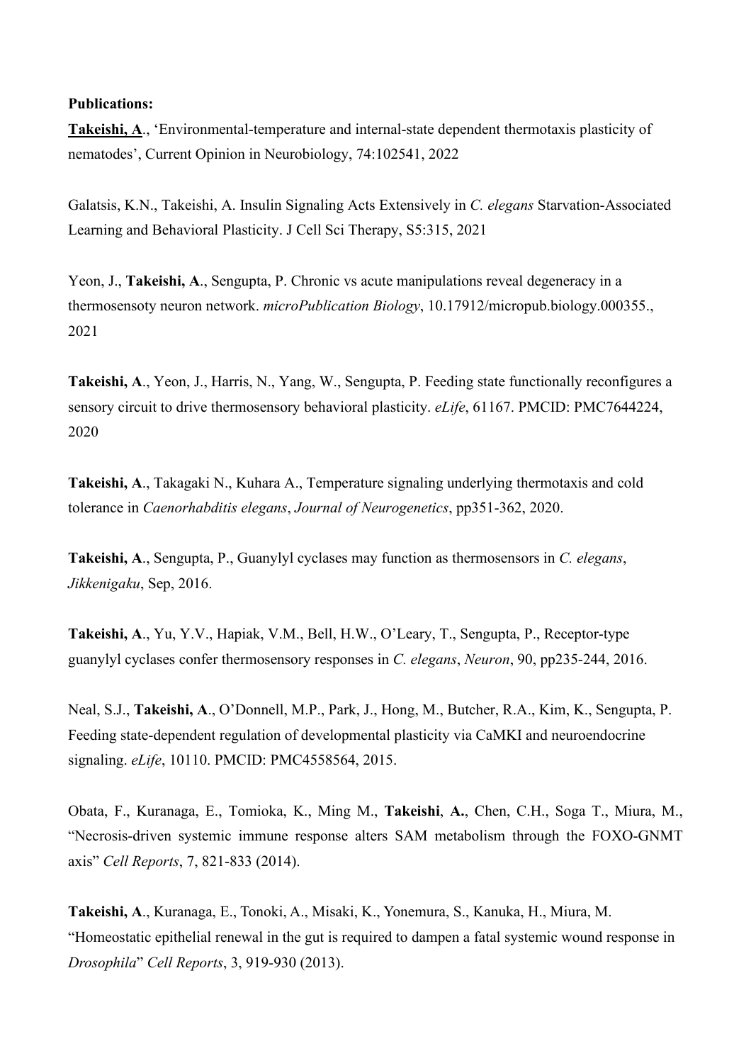**Publications:**

**Takeishi, A**., 'Environmental-temperature and internal-state dependent thermotaxis plasticity of nematodes', Current Opinion in Neurobiology, 74:102541, 2022

Galatsis, K.N., Takeishi, A. Insulin Signaling Acts Extensively in *C. elegans* Starvation-Associated Learning and Behavioral Plasticity. J Cell Sci Therapy, S5:315, 2021

Yeon, J., **Takeishi, A**., Sengupta, P. Chronic vs acute manipulations reveal degeneracy in a thermosensoty neuron network. *microPublication Biology*, 10.17912/micropub.biology.000355., 2021

**Takeishi, A**., Yeon, J., Harris, N., Yang, W., Sengupta, P. Feeding state functionally reconfigures a sensory circuit to drive thermosensory behavioral plasticity. *eLife*, 61167. PMCID: PMC7644224, 2020

**Takeishi, A**., Takagaki N., Kuhara A., Temperature signaling underlying thermotaxis and cold tolerance in *Caenorhabditis elegans*, *Journal of Neurogenetics*, pp351-362, 2020.

**Takeishi, A**., Sengupta, P., Guanylyl cyclases may function as thermosensors in *C. elegans*, *Jikkenigaku*, Sep, 2016.

**Takeishi, A**., Yu, Y.V., Hapiak, V.M., Bell, H.W., O'Leary, T., Sengupta, P., Receptor-type guanylyl cyclases confer thermosensory responses in *C. elegans*, *Neuron*, 90, pp235-244, 2016.

Neal, S.J., **Takeishi, A**., O'Donnell, M.P., Park, J., Hong, M., Butcher, R.A., Kim, K., Sengupta, P. Feeding state-dependent regulation of developmental plasticity via CaMKI and neuroendocrine signaling. *eLife*, 10110. PMCID: PMC4558564, 2015.

Obata, F., Kuranaga, E., Tomioka, K., Ming M., **Takeishi**, **A.**, Chen, C.H., Soga T., Miura, M., "Necrosis-driven systemic immune response alters SAM metabolism through the FOXO-GNMT axis" *Cell Reports*, 7, 821-833 (2014).

**Takeishi, A**., Kuranaga, E., Tonoki, A., Misaki, K., Yonemura, S., Kanuka, H., Miura, M. "Homeostatic epithelial renewal in the gut is required to dampen a fatal systemic wound response in *Drosophila*" *Cell Reports*, 3, 919-930 (2013).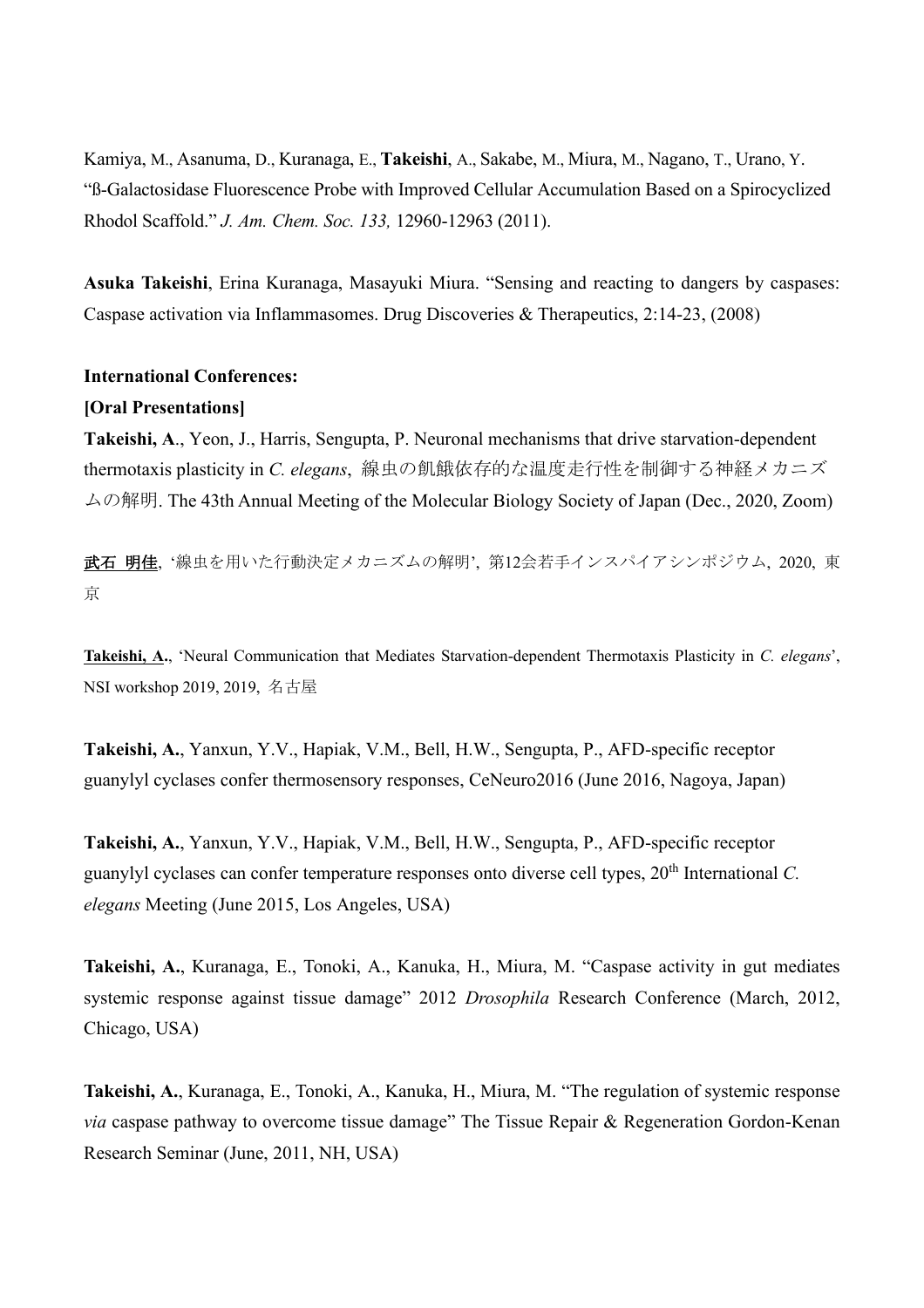Kamiya, M., Asanuma, D., Kuranaga, E., **Takeishi**, A., Sakabe, M., Miura, M., Nagano, T., Urano, Y. "ß-Galactosidase Fluorescence Probe with Improved Cellular Accumulation Based on a Spirocyclized Rhodol Scaffold." *J. Am. Chem. Soc. 133,* 12960-12963 (2011).

**Asuka Takeishi**, Erina Kuranaga, Masayuki Miura. "Sensing and reacting to dangers by caspases: Caspase activation via Inflammasomes. Drug Discoveries & Therapeutics, 2:14-23, (2008)

**International Conferences:**

**[Oral Presentations]**

**Takeishi, A**., Yeon, J., Harris, Sengupta, P. Neuronal mechanisms that drive starvation-dependent thermotaxis plasticity in *C. elegans*, 線虫の飢餓依存的な温度走行性を制御する神経メカニズムの解明. The 43th Annual Meeting of the Molecular Biology Society of Japan (Dec., 2020, Zoom)

**武石 明佳**, '線虫を用いた行動決定メカニズムの解明', 第12会若手インスパイアシンポジウム, 2020, 東京

**Takeishi, A.**, 'Neural Communication that Mediates Starvation-dependent Thermotaxis Plasticity in *C. elegans*', NSI workshop 2019, 2019, 名古屋

**Takeishi, A.**, Yanxun, Y.V., Hapiak, V.M., Bell, H.W., Sengupta, P., AFD-specific receptor guanylyl cyclases confer thermosensory responses, CeNeuro2016 (June 2016, Nagoya, Japan)

**Takeishi, A.**, Yanxun, Y.V., Hapiak, V.M., Bell, H.W., Sengupta, P., AFD-specific receptor guanylyl cyclases can confer temperature responses onto diverse cell types, 20th International *C. elegans* Meeting (June 2015, Los Angeles, USA)

**Takeishi, A.**, Kuranaga, E., Tonoki, A., Kanuka, H., Miura, M. "Caspase activity in gut mediates systemic response against tissue damage" 2012 *Drosophila* Research Conference (March, 2012, Chicago, USA)

**Takeishi, A.**, Kuranaga, E., Tonoki, A., Kanuka, H., Miura, M. "The regulation of systemic response *via* caspase pathway to overcome tissue damage" The Tissue Repair & Regeneration Gordon-Kenan Research Seminar (June, 2011, NH, USA)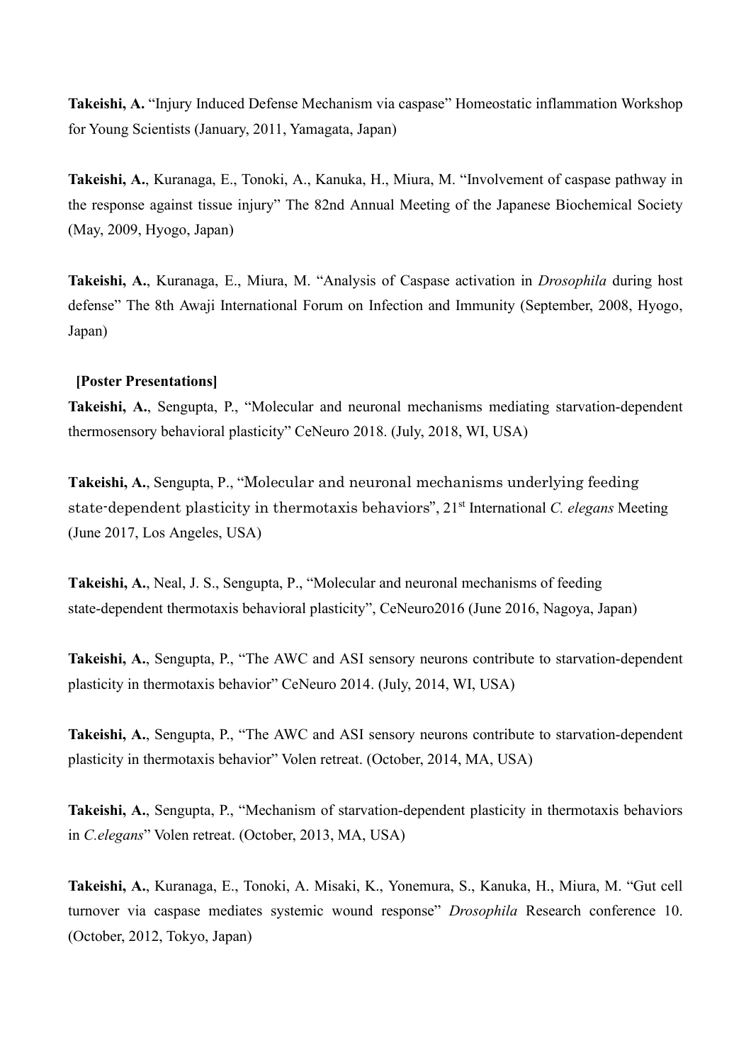**Takeishi, A.** "Injury Induced Defense Mechanism via caspase" Homeostatic inflammation Workshop for Young Scientists (January, 2011, Yamagata, Japan)

**Takeishi, A.**, Kuranaga, E., Tonoki, A., Kanuka, H., Miura, M. "Involvement of caspase pathway in the response against tissue injury" The 82nd Annual Meeting of the Japanese Biochemical Society (May, 2009, Hyogo, Japan)

**Takeishi, A.**, Kuranaga, E., Miura, M. "Analysis of Caspase activation in *Drosophila* during host defense" The 8th Awaji International Forum on Infection and Immunity (September, 2008, Hyogo, Japan)

**[Poster Presentations]**

**Takeishi, A.**, Sengupta, P., "Molecular and neuronal mechanisms mediating starvation-dependent thermosensory behavioral plasticity" CeNeuro 2018. (July, 2018, WI, USA)

**Takeishi, A.**, Sengupta, P., "Molecular and neuronal mechanisms underlying feeding state-dependent plasticity in thermotaxis behaviors", 21st International *C. elegans* Meeting (June 2017, Los Angeles, USA)

**Takeishi, A.**, Neal, J. S., Sengupta, P., "Molecular and neuronal mechanisms of feeding state-dependent thermotaxis behavioral plasticity", CeNeuro2016 (June 2016, Nagoya, Japan)

**Takeishi, A.**, Sengupta, P., "The AWC and ASI sensory neurons contribute to starvation-dependent plasticity in thermotaxis behavior" CeNeuro 2014. (July, 2014, WI, USA)

**Takeishi, A.**, Sengupta, P., "The AWC and ASI sensory neurons contribute to starvation-dependent plasticity in thermotaxis behavior" Volen retreat. (October, 2014, MA, USA)

**Takeishi, A.**, Sengupta, P., "Mechanism of starvation-dependent plasticity in thermotaxis behaviors in *C.elegans*" Volen retreat. (October, 2013, MA, USA)

**Takeishi, A.**, Kuranaga, E., Tonoki, A. Misaki, K., Yonemura, S., Kanuka, H., Miura, M. "Gut cell turnover via caspase mediates systemic wound response" *Drosophila* Research conference 10. (October, 2012, Tokyo, Japan)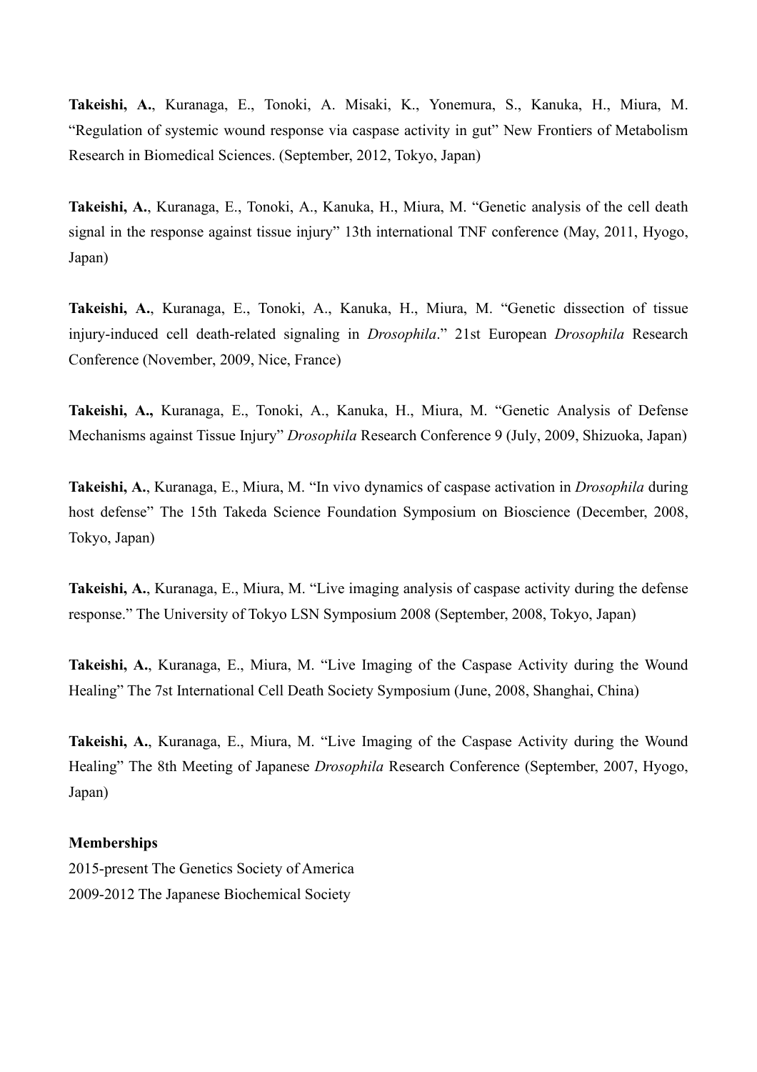**Takeishi, A.**, Kuranaga, E., Tonoki, A. Misaki, K., Yonemura, S., Kanuka, H., Miura, M. “Regulation of systemic wound response via caspase activity in gut” New Frontiers of Metabolism Research in Biomedical Sciences. (September, 2012, Tokyo, Japan)

**Takeishi, A.**, Kuranaga, E., Tonoki, A., Kanuka, H., Miura, M. “Genetic analysis of the cell death signal in the response against tissue injury” 13th international TNF conference (May, 2011, Hyogo, Japan)

**Takeishi, A.**, Kuranaga, E., Tonoki, A., Kanuka, H., Miura, M. “Genetic dissection of tissue injury-induced cell death-related signaling in *Drosophila*.” 21st European *Drosophila* Research Conference (November, 2009, Nice, France)

**Takeishi, A.,** Kuranaga, E., Tonoki, A., Kanuka, H., Miura, M. “Genetic Analysis of Defense Mechanisms against Tissue Injury” *Drosophila* Research Conference 9 (July, 2009, Shizuoka, Japan)

**Takeishi, A.**, Kuranaga, E., Miura, M. “In vivo dynamics of caspase activation in *Drosophila* during host defense” The 15th Takeda Science Foundation Symposium on Bioscience (December, 2008, Tokyo, Japan)

**Takeishi, A.**, Kuranaga, E., Miura, M. “Live imaging analysis of caspase activity during the defense response.” The University of Tokyo LSN Symposium 2008 (September, 2008, Tokyo, Japan)

**Takeishi, A.**, Kuranaga, E., Miura, M. “Live Imaging of the Caspase Activity during the Wound Healing” The 7st International Cell Death Society Symposium (June, 2008, Shanghai, China)

**Takeishi, A.**, Kuranaga, E., Miura, M. “Live Imaging of the Caspase Activity during the Wound Healing” The 8th Meeting of Japanese *Drosophila* Research Conference (September, 2007, Hyogo, Japan)

**Memberships**

2015-present The Genetics Society of America
2009-2012 The Japanese Biochemical Society